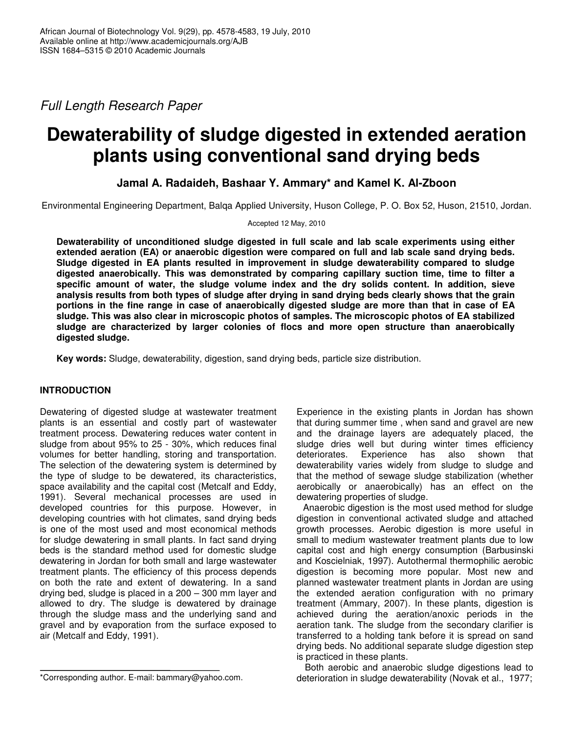*Full Length Research Paper*

# Dewaterability of sludge digested in extended aeration plants using conventional sand drying beds

**Jamal A. Radaideh, Bashaar Y. Ammary* and Kamel K. Al-Zboon**

Environmental Engineering Department, Balqa Applied University, Huson College, P. O. Box 52, Huson, 21510, Jordan.

Accepted 12 May, 2010

**Dewaterability of unconditioned sludge digested in full scale and lab scale experiments using either extended aeration (EA) or anaerobic digestion were compared on full and lab scale sand drying beds. Sludge digested in EA plants resulted in improvement in sludge dewaterability compared to sludge digested anaerobically. This was demonstrated by comparing capillary suction time, time to filter a specific amount of water, the sludge volume index and the dry solids content. In addition, sieve analysis results from both types of sludge after drying in sand drying beds clearly shows that the grain portions in the fine range in case of anaerobically digested sludge are more than that in case of EA sludge. This was also clear in microscopic photos of samples. The microscopic photos of EA stabilized sludge are characterized by larger colonies of flocs and more open structure than anaerobically digested sludge.**

**Key words:** Sludge, dewaterability, digestion, sand drying beds, particle size distribution.

## INTRODUCTION

Dewatering of digested sludge at wastewater treatment plants is an essential and costly part of wastewater treatment process. Dewatering reduces water content in sludge from about 95% to 25 - 30%, which reduces final volumes for better handling, storing and transportation. The selection of the dewatering system is determined by the type of sludge to be dewatered, its characteristics, space availability and the capital cost (Metcalf and Eddy, 1991). Several mechanical processes are used in developed countries for this purpose. However, in developing countries with hot climates, sand drying beds is one of the most used and most economical methods for sludge dewatering in small plants. In fact sand drying beds is the standard method used for domestic sludge dewatering in Jordan for both small and large wastewater treatment plants. The efficiency of this process depends on both the rate and extent of dewatering. In a sand drying bed, sludge is placed in a 200 – 300 mm layer and allowed to dry. The sludge is dewatered by drainage through the sludge mass and the underlying sand and gravel and by evaporation from the surface exposed to air (Metcalf and Eddy, 1991).

Experience in the existing plants in Jordan has shown that during summer time , when sand and gravel are new and the drainage layers are adequately placed, the sludge dries well but during winter times efficiency deteriorates. Experience has also shown that dewaterability varies widely from sludge to sludge and that the method of sewage sludge stabilization (whether aerobically or anaerobically) has an effect on the dewatering properties of sludge.

Anaerobic digestion is the most used method for sludge digestion in conventional activated sludge and attached growth processes. Aerobic digestion is more useful in small to medium wastewater treatment plants due to low capital cost and high energy consumption (Barbusinski and Koscielniak, 1997). Autothermal thermophilic aerobic digestion is becoming more popular. Most new and planned wastewater treatment plants in Jordan are using the extended aeration configuration with no primary treatment (Ammary, 2007). In these plants, digestion is achieved during the aeration/anoxic periods in the aeration tank. The sludge from the secondary clarifier is transferred to a holding tank before it is spread on sand drying beds. No additional separate sludge digestion step is practiced in these plants.

Both aerobic and anaerobic sludge digestions lead to deterioration in sludge dewaterability (Novak et al., 1977;

*Corresponding author. E-mail: bammary@yahoo.com.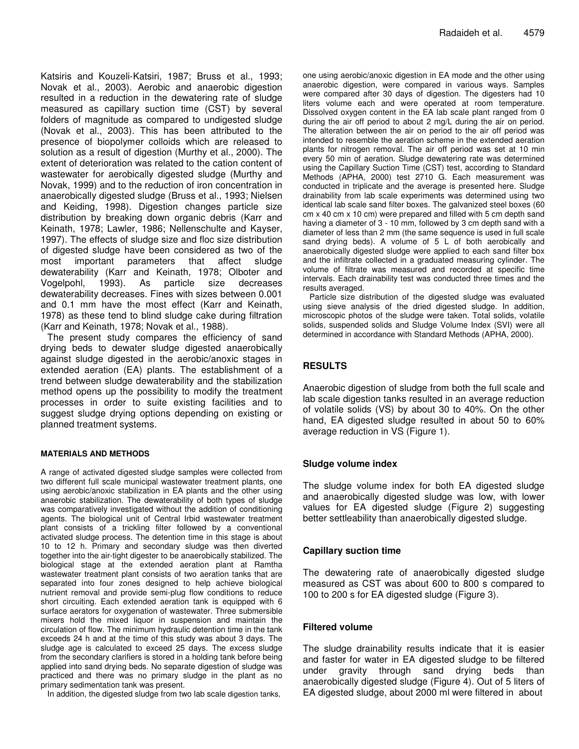Katsiris and Kouzeli-Katsiri, 1987; Bruss et al., 1993; Novak et al., 2003). Aerobic and anaerobic digestion resulted in a reduction in the dewatering rate of sludge measured as capillary suction time (CST) by several folders of magnitude as compared to undigested sludge (Novak et al., 2003). This has been attributed to the presence of biopolymer colloids which are released to solution as a result of digestion (Murthy et al., 2000). The extent of deterioration was related to the cation content of wastewater for aerobically digested sludge (Murthy and Novak, 1999) and to the reduction of iron concentration in anaerobically digested sludge (Bruss et al., 1993; Nielsen and Keiding, 1998). Digestion changes particle size distribution by breaking down organic debris (Karr and Keinath, 1978; Lawler, 1986; Nellenschulte and Kayser, 1997). The effects of sludge size and floc size distribution of digested sludge have been considered as two of the most important parameters that affect sludge dewaterability (Karr and Keinath, 1978; Olboter and Vogelpohl, 1993). As particle size decreases dewaterability decreases. Fines with sizes between 0.001 and 0.1 mm have the most effect (Karr and Keinath, 1978) as these tend to blind sludge cake during filtration (Karr and Keinath, 1978; Novak et al., 1988).

The present study compares the efficiency of sand drying beds to dewater sludge digested anaerobically against sludge digested in the aerobic/anoxic stages in extended aeration (EA) plants. The establishment of a trend between sludge dewaterability and the stabilization method opens up the possibility to modify the treatment processes in order to suite existing facilities and to suggest sludge drying options depending on existing or planned treatment systems.

## MATERIALS AND METHODS

A range of activated digested sludge samples were collected from two different full scale municipal wastewater treatment plants, one using aerobic/anoxic stabilization in EA plants and the other using anaerobic stabilization. The dewaterability of both types of sludge was comparatively investigated without the addition of conditioning agents. The biological unit of Central Irbid wastewater treatment plant consists of a trickling filter followed by a conventional activated sludge process. The detention time in this stage is about 10 to 12 h. Primary and secondary sludge was then diverted together into the air-tight digester to be anaerobically stabilized. The biological stage at the extended aeration plant at Ramtha wastewater treatment plant consists of two aeration tanks that are separated into four zones designed to help achieve biological nutrient removal and provide semi-plug flow conditions to reduce short circuiting. Each extended aeration tank is equipped with 6 surface aerators for oxygenation of wastewater. Three submersible mixers hold the mixed liquor in suspension and maintain the circulation of flow. The minimum hydraulic detention time in the tank exceeds 24 h and at the time of this study was about 3 days. The sludge age is calculated to exceed 25 days. The excess sludge from the secondary clarifiers is stored in a holding tank before being applied into sand drying beds. No separate digestion of sludge was practiced and there was no primary sludge in the plant as no primary sedimentation tank was present.

In addition, the digested sludge from two lab scale digestion tanks, one using aerobic/anoxic digestion in EA mode and the other using anaerobic digestion, were compared in various ways. Samples were compared after 30 days of digestion. The digesters had 10 liters volume each and were operated at room temperature. Dissolved oxygen content in the EA lab scale plant ranged from 0 during the air off period to about 2 mg/L during the air on period. The alteration between the air on period to the air off period was intended to resemble the aeration scheme in the extended aeration plants for nitrogen removal. The air off period was set at 10 min every 50 min of aeration. Sludge dewatering rate was determined using the Capillary Suction Time (CST) test, according to Standard Methods (APHA, 2000) test 2710 G. Each measurement was conducted in triplicate and the average is presented here. Sludge drainability from lab scale experiments was determined using two identical lab scale sand filter boxes. The galvanized steel boxes (60 cm x 40 cm x 10 cm) were prepared and filled with 5 cm depth sand having a diameter of 3 - 10 mm, followed by 3 cm depth sand with a diameter of less than 2 mm (the same sequence is used in full scale sand drying beds). A volume of 5 L of both aerobically and anaerobically digested sludge were applied to each sand filter box and the infiltrate collected in a graduated measuring cylinder. The volume of filtrate was measured and recorded at specific time intervals. Each drainability test was conducted three times and the results averaged.

Particle size distribution of the digested sludge was evaluated using sieve analysis of the dried digested sludge. In addition, microscopic photos of the sludge were taken. Total solids, volatile solids, suspended solids and Sludge Volume Index (SVI) were all determined in accordance with Standard Methods (APHA, 2000).

## RESULTS

Anaerobic digestion of sludge from both the full scale and lab scale digestion tanks resulted in an average reduction of volatile solids (VS) by about 30 to 40%. On the other hand, EA digested sludge resulted in about 50 to 60% average reduction in VS (Figure 1).

### Sludge volume index

The sludge volume index for both EA digested sludge and anaerobically digested sludge was low, with lower values for EA digested sludge (Figure 2) suggesting better settleability than anaerobically digested sludge.

### Capillary suction time

The dewatering rate of anaerobically digested sludge measured as CST was about 600 to 800 s compared to 100 to 200 s for EA digested sludge (Figure 3).

### Filtered volume

The sludge drainability results indicate that it is easier and faster for water in EA digested sludge to be filtered under gravity through sand drying beds than anaerobically digested sludge (Figure 4). Out of 5 liters of EA digested sludge, about 2000 ml were filtered in about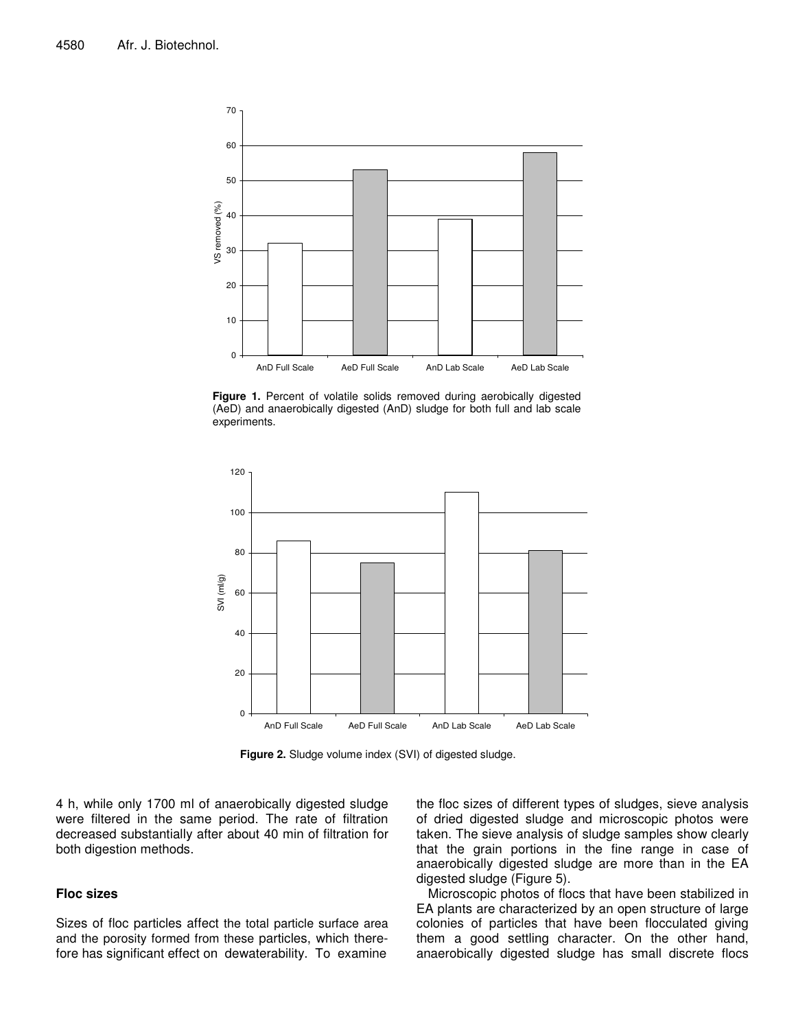Figure 1. Percent of volatile solids removed during aerobically digested (AeD) and anaerobically digested (AnD) sludge for both full and lab scale experiments.

Figure 2. Sludge volume index (SVI) of digested sludge.

4 h, while only 1700 ml of anaerobically digested sludge were filtered in the same period. The rate of filtration decreased substantially after about 40 min of filtration for both digestion methods.

## Floc sizes

Sizes of floc particles affect the total particle surface area and the porosity formed from these particles, which therefore has significant effect on dewaterability. To examine the floc sizes of different types of sludges, sieve analysis of dried digested sludge and microscopic photos were taken. The sieve analysis of sludge samples show clearly that the grain portions in the fine range in case of anaerobically digested sludge are more than in the EA digested sludge (Figure 5).

Microscopic photos of flocs that have been stabilized in EA plants are characterized by an open structure of large colonies of particles that have been flocculated giving them a good settling character. On the other hand, anaerobically digested sludge has small discrete flocs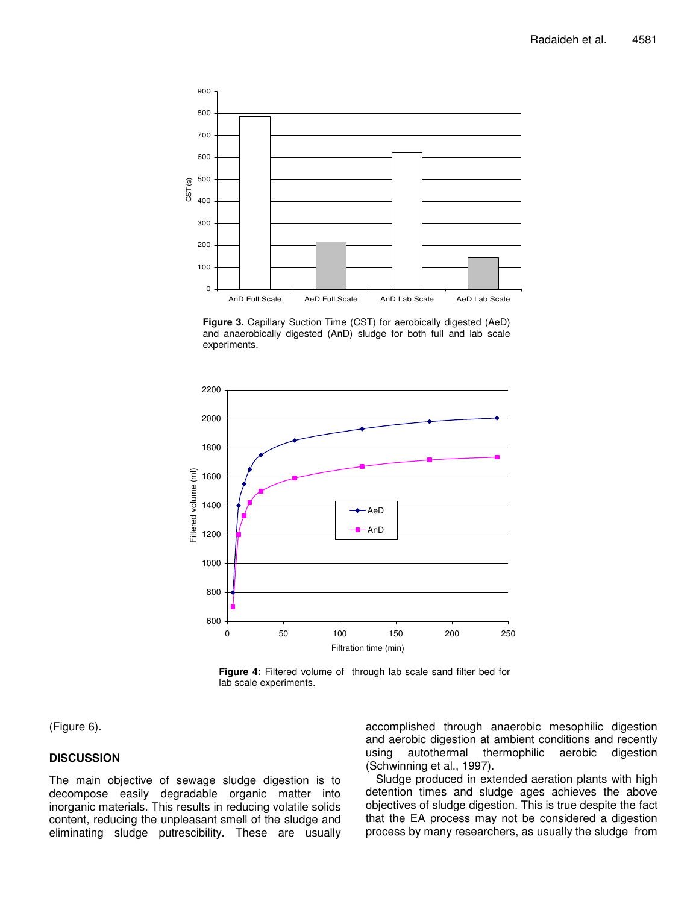Figure 3. Capillary Suction Time (CST) for aerobically digested (AeD) and anaerobically digested (AnD) sludge for both full and lab scale experiments.

Figure 4: Filtered volume of  through lab scale sand filter bed for lab scale experiments.

(Figure 6).

## DISCUSSION

The main objective of sewage sludge digestion is to decompose easily degradable organic matter into inorganic materials. This results in reducing volatile solids content, reducing the unpleasant smell of the sludge and eliminating sludge putrescibility. These are usually accomplished through anaerobic mesophilic digestion and aerobic digestion at ambient conditions and recently using autothermal thermophilic aerobic digestion (Schwinning et al., 1997).

Sludge produced in extended aeration plants with high detention times and sludge ages achieves the above objectives of sludge digestion. This is true despite the fact that the EA process may not be considered a digestion process by many researchers, as usually the sludge from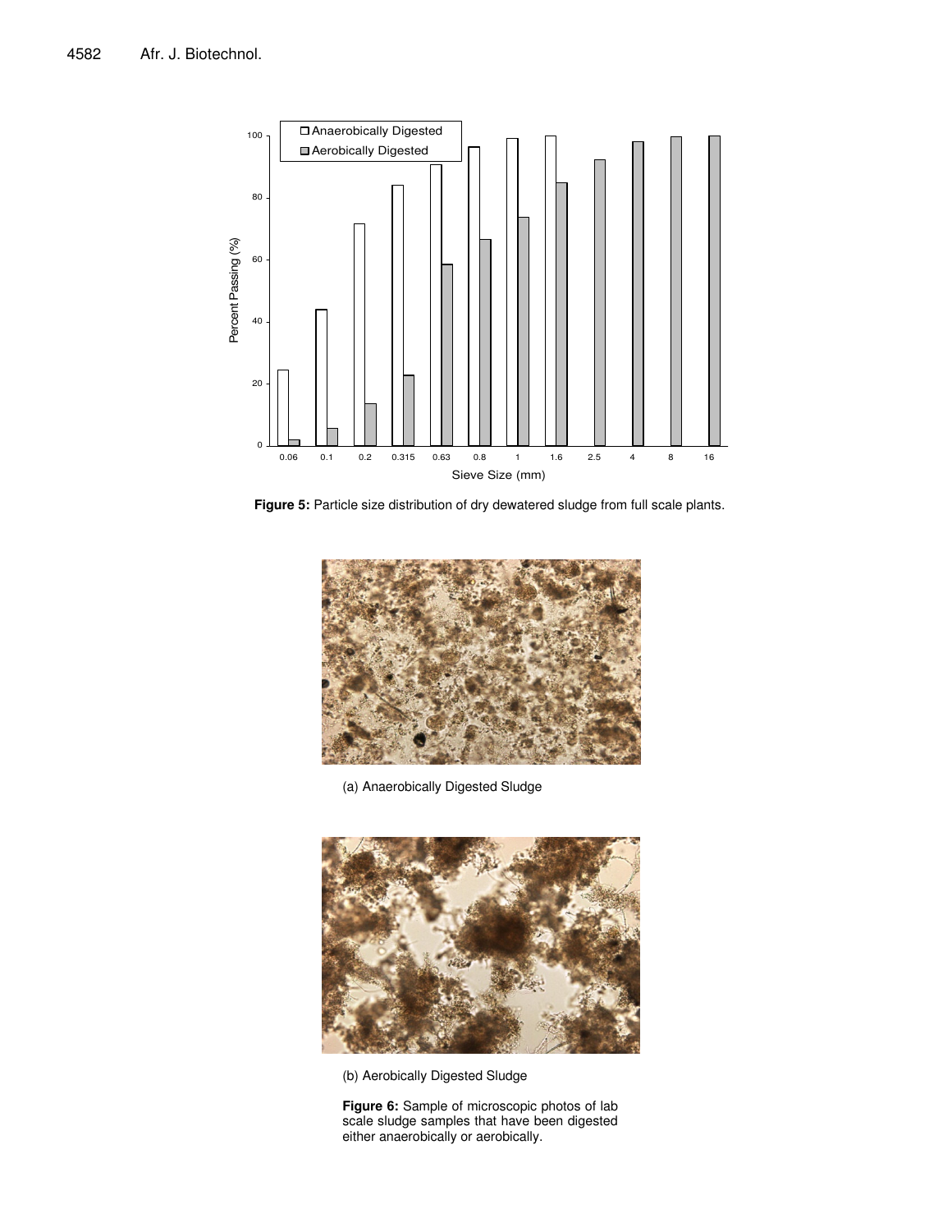**Figure 5:** Particle size distribution of dry dewatered sludge from full scale plants.

(a) Anaerobically Digested Sludge

(b) Aerobically Digested Sludge

**Figure 6:** Sample of microscopic photos of lab scale sludge samples that have been digested either anaerobically or aerobically.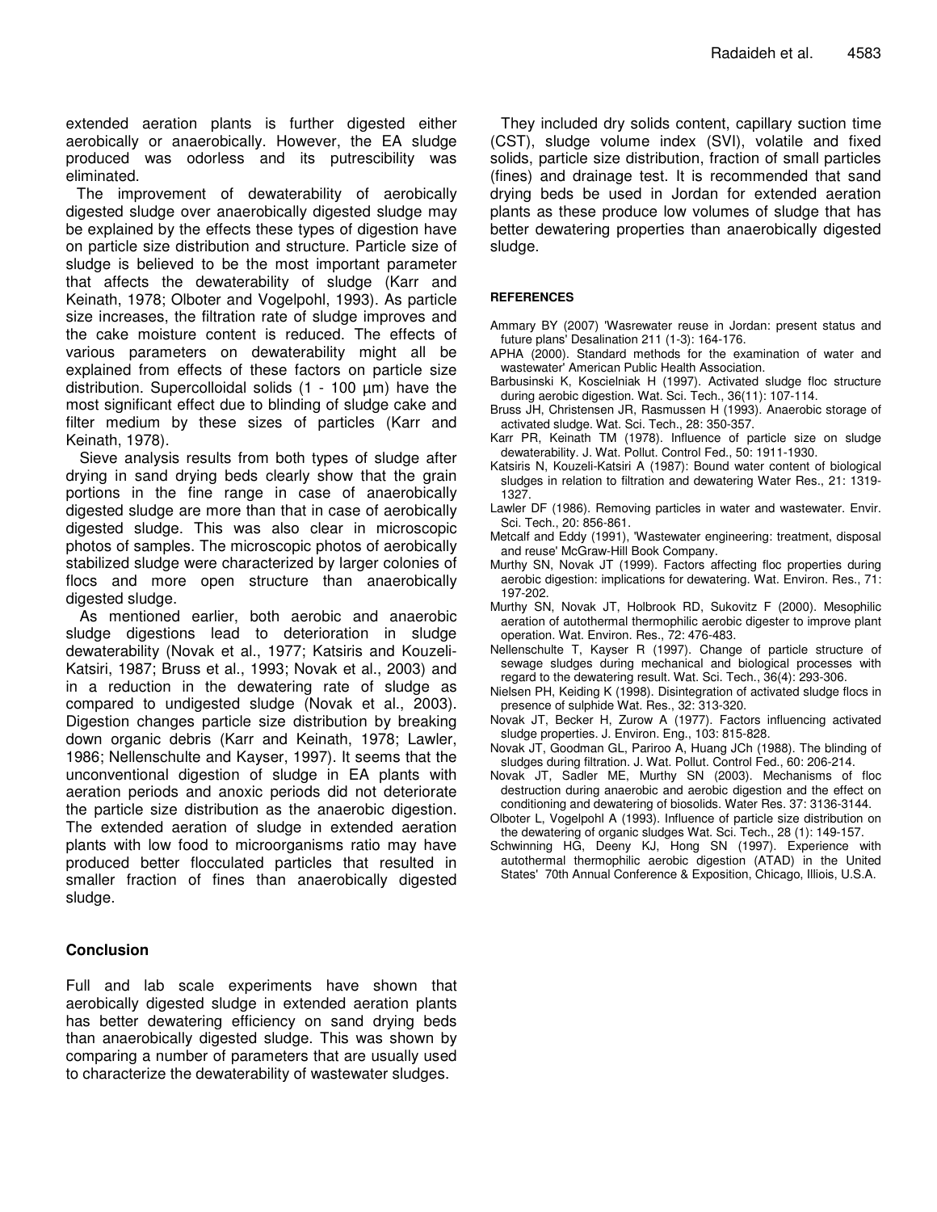extended aeration plants is further digested either aerobically or anaerobically. However, the EA sludge produced was odorless and its putrescibility was eliminated.

The improvement of dewaterability of aerobically digested sludge over anaerobically digested sludge may be explained by the effects these types of digestion have on particle size distribution and structure. Particle size of sludge is believed to be the most important parameter that affects the dewaterability of sludge (Karr and Keinath, 1978; Olboter and Vogelpohl, 1993). As particle size increases, the filtration rate of sludge improves and the cake moisture content is reduced. The effects of various parameters on dewaterability might all be explained from effects of these factors on particle size distribution. Supercolloidal solids (1 - 100 µm) have the most significant effect due to blinding of sludge cake and filter medium by these sizes of particles (Karr and Keinath, 1978).

Sieve analysis results from both types of sludge after drying in sand drying beds clearly show that the grain portions in the fine range in case of anaerobically digested sludge are more than that in case of aerobically digested sludge. This was also clear in microscopic photos of samples. The microscopic photos of aerobically stabilized sludge were characterized by larger colonies of flocs and more open structure than anaerobically digested sludge.

As mentioned earlier, both aerobic and anaerobic sludge digestions lead to deterioration in sludge dewaterability (Novak et al., 1977; Katsiris and Kouzeli-Katsiri, 1987; Bruss et al., 1993; Novak et al., 2003) and in a reduction in the dewatering rate of sludge as compared to undigested sludge (Novak et al., 2003). Digestion changes particle size distribution by breaking down organic debris (Karr and Keinath, 1978; Lawler, 1986; Nellenschulte and Kayser, 1997). It seems that the unconventional digestion of sludge in EA plants with aeration periods and anoxic periods did not deteriorate the particle size distribution as the anaerobic digestion. The extended aeration of sludge in extended aeration plants with low food to microorganisms ratio may have produced better flocculated particles that resulted in smaller fraction of fines than anaerobically digested sludge.

## Conclusion

Full and lab scale experiments have shown that aerobically digested sludge in extended aeration plants has better dewatering efficiency on sand drying beds than anaerobically digested sludge. This was shown by comparing a number of parameters that are usually used to characterize the dewaterability of wastewater sludges. They included dry solids content, capillary suction time (CST), sludge volume index (SVI), volatile and fixed solids, particle size distribution, fraction of small particles (fines) and drainage test. It is recommended that sand drying beds be used in Jordan for extended aeration plants as these produce low volumes of sludge that has better dewatering properties than anaerobically digested sludge.

## REFERENCES

Ammary BY (2007) 'Wasrewater reuse in Jordan: present status and future plans' Desalination 211 (1-3): 164-176.

APHA (2000). Standard methods for the examination of water and wastewater' American Public Health Association.

Barbusinski K, Koscielniak H (1997). Activated sludge floc structure during aerobic digestion. Wat. Sci. Tech., 36(11): 107-114.

Bruss JH, Christensen JR, Rasmussen H (1993). Anaerobic storage of activated sludge. Wat. Sci. Tech., 28: 350-357.

Karr PR, Keinath TM (1978). Influence of particle size on sludge dewaterability. J. Wat. Pollut. Control Fed., 50: 1911-1930.

Katsiris N, Kouzeli-Katsiri A (1987): Bound water content of biological sludges in relation to filtration and dewatering Water Res., 21: 1319-1327.

Lawler DF (1986). Removing particles in water and wastewater. Envir. Sci. Tech., 20: 856-861.

Metcalf and Eddy (1991), 'Wastewater engineering: treatment, disposal and reuse' McGraw-Hill Book Company.

Murthy SN, Novak JT (1999). Factors affecting floc properties during aerobic digestion: implications for dewatering. Wat. Environ. Res., 71: 197-202.

Murthy SN, Novak JT, Holbrook RD, Sukovitz F (2000). Mesophilic aeration of autothermal thermophilic aerobic digester to improve plant operation. Wat. Environ. Res., 72: 476-483.

Nellenschulte T, Kayser R (1997). Change of particle structure of sewage sludges during mechanical and biological processes with regard to the dewatering result. Wat. Sci. Tech., 36(4): 293-306.

Nielsen PH, Keiding K (1998). Disintegration of activated sludge flocs in presence of sulphide Wat. Res., 32: 313-320.

Novak JT, Becker H, Zurow A (1977). Factors influencing activated sludge properties. J. Environ. Eng., 103: 815-828.

Novak JT, Goodman GL, Pariroo A, Huang JCh (1988). The blinding of sludges during filtration. J. Wat. Pollut. Control Fed., 60: 206-214.

Novak JT, Sadler ME, Murthy SN (2003). Mechanisms of floc destruction during anaerobic and aerobic digestion and the effect on conditioning and dewatering of biosolids. Water Res. 37: 3136-3144.

Olboter L, Vogelpohl A (1993). Influence of particle size distribution on the dewatering of organic sludges Wat. Sci. Tech., 28 (1): 149-157.

Schwinning HG, Deeny KJ, Hong SN (1997). Experience with autothermal thermophilic aerobic digestion (ATAD) in the United States' 70th Annual Conference & Exposition, Chicago, Illiois, U.S.A.